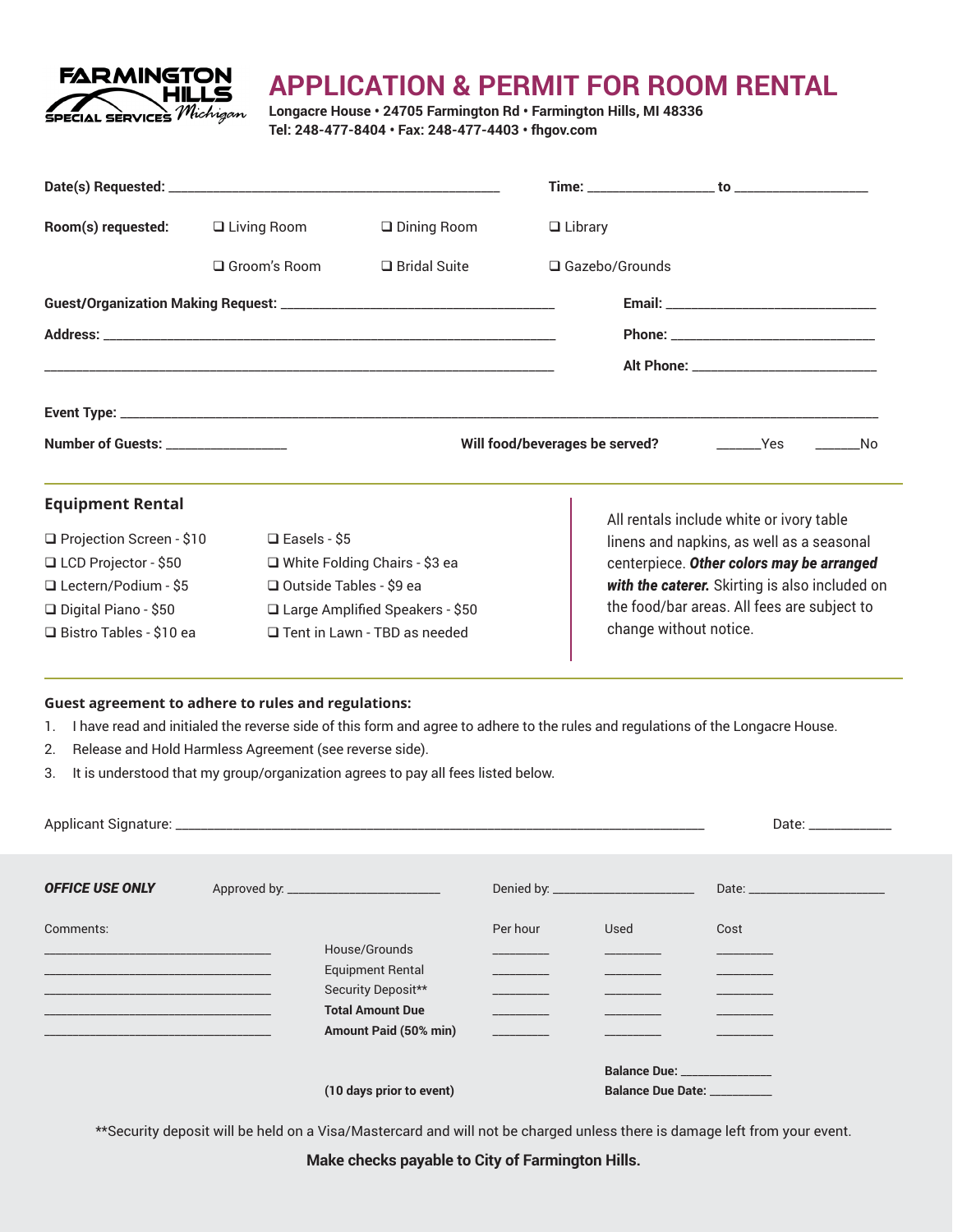FARMINGTON HILLS Michigan SPECIAL SERVICES

# APPLICATION & PERMIT FOR ROOM RENTAL

**Longacre House • 24705 Farmington Rd • Farmington Hills, MI 48336**
**Tel: 248-477-8404 • Fax: 248-477-4403 • fhgov.com**

**Date(s) Requested:** ________________________________________ **Time:** ________________ **to** ________________

**Room(s) requested:**

- ❑ Living Room
- ❑ Dining Room
- ❑ Library
- ❑ Groom's Room
- ❑ Bridal Suite
- ❑ Gazebo/Grounds

**Guest/Organization Making Request:** ________________________________________

**Email:** ____________________________

**Address:** ________________________________________________________________

________________________________________________________________

**Phone:** ____________________________

**Alt Phone:** ____________________________

**Event Type:** ________________________________________________________________________________

**Number of Guests:** ________________

**Will food/beverages be served?** ______Yes ______No

## Equipment Rental

- ❑ Projection Screen - $10
- ❑ LCD Projector - $50
- ❑ Lectern/Podium - $5
- ❑ Digital Piano - $50
- ❑ Bistro Tables - $10 ea
- ❑ Easels - $5
- ❑ White Folding Chairs - $3 ea
- ❑ Outside Tables - $9 ea
- ❑ Large Amplified Speakers - $50
- ❑ Tent in Lawn - TBD as needed

All rentals include white or ivory table linens and napkins, as well as a seasonal centerpiece. ***Other colors may be arranged with the caterer.*** Skirting is also included on the food/bar areas. All fees are subject to change without notice.

**Guest agreement to adhere to rules and regulations:**

1. I have read and initialed the reverse side of this form and agree to adhere to the rules and regulations of the Longacre House.
2. Release and Hold Harmless Agreement (see reverse side).
3. It is understood that my group/organization agrees to pay all fees listed below.

Applicant Signature: ________________________________________________________________ Date: ___________

***OFFICE USE ONLY*** Approved by: ______________________ Denied by: ______________________ Date: ______________________

Comments:

________________________________
________________________________
________________________________
________________________________
________________________________

| | Per hour | Used | Cost |
|---|---|---|---|
| House/Grounds | ________ | ________ | ________ |
| Equipment Rental | ________ | ________ | ________ |
| Security Deposit** | ________ | ________ | ________ |
| **Total Amount Due** | ________ | ________ | ________ |
| **Amount Paid (50% min)** | ________ | ________ | ________ |

**Balance Due:** ______________

**(10 days prior to event)** **Balance Due Date:** __________

**Security deposit will be held on a Visa/Mastercard and will not be charged unless there is damage left from your event.

**Make checks payable to City of Farmington Hills.**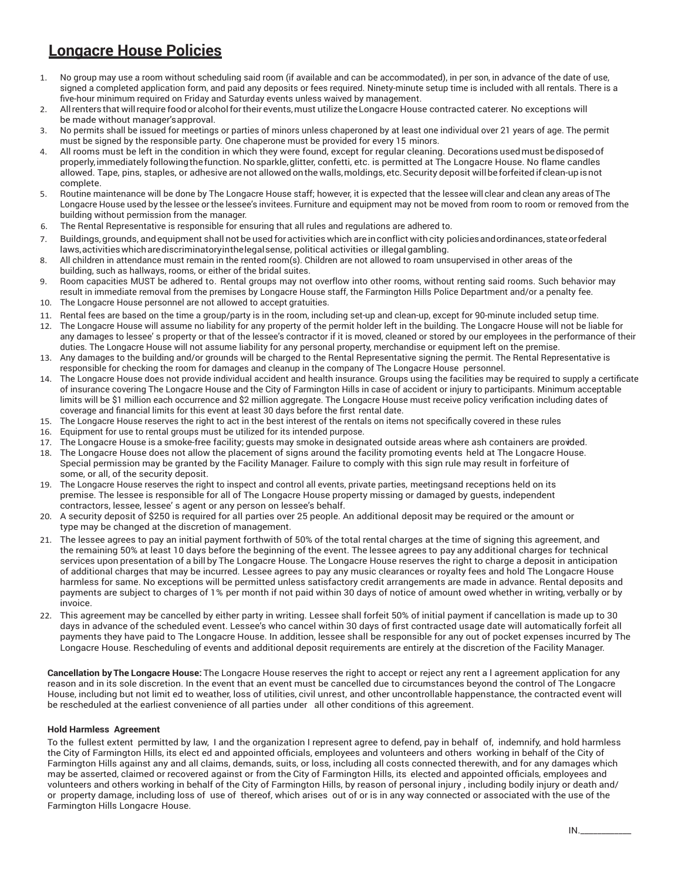## Longacre House Policies

1. No group may use a room without scheduling said room (if available and can be accommodated), in per son, in advance of the date of use, signed a completed application form, and paid any deposits or fees required. Ninety-minute setup time is included with all rentals. There is a five-hour minimum required on Friday and Saturday events unless waived by management.
2. All renters that will require food or alcohol for their events, must utilize the Longacre House contracted caterer. No exceptions will be made without manager's approval.
3. No permits shall be issued for meetings or parties of minors unless chaperoned by at least one individual over 21 years of age. The permit must be signed by the responsible party. One chaperone must be provided for every 15 minors.
4. All rooms must be left in the condition in which they were found, except for regular cleaning. Decorations used must be disposed of properly, immediately following the function. No sparkle, glitter, confetti, etc. is permitted at The Longacre House. No flame candles allowed. Tape, pins, staples, or adhesive are not allowed on the walls, moldings, etc. Security deposit will be forfeited if clean-up is not complete.
5. Routine maintenance will be done by The Longacre House staff; however, it is expected that the lessee will clear and clean any areas of The Longacre House used by the lessee or the lessee's invitees. Furniture and equipment may not be moved from room to room or removed from the building without permission from the manager.
6. The Rental Representative is responsible for ensuring that all rules and regulations are adhered to.
7. Buildings, grounds, and equipment shall not be used for activities which are in conflict with city policies and ordinances, state or federal laws, activities which are discriminatory in the legal sense, political activities or illegal gambling.
8. All children in attendance must remain in the rented room(s). Children are not allowed to roam unsupervised in other areas of the building, such as hallways, rooms, or either of the bridal suites.
9. Room capacities MUST be adhered to. Rental groups may not overflow into other rooms, without renting said rooms. Such behavior may result in immediate removal from the premises by Longacre House staff, the Farmington Hills Police Department and/or a penalty fee.
10. The Longacre House personnel are not allowed to accept gratuities.
11. Rental fees are based on the time a group/party is in the room, including set-up and clean-up, except for 90-minute included setup time.
12. The Longacre House will assume no liability for any property of the permit holder left in the building. The Longacre House will not be liable for any damages to lessee' s property or that of the lessee's contractor if it is moved, cleaned or stored by our employees in the performance of their duties. The Longacre House will not assume liability for any personal property, merchandise or equipment left on the premise.
13. Any damages to the building and/or grounds will be charged to the Rental Representative signing the permit. The Rental Representative is responsible for checking the room for damages and cleanup in the company of The Longacre House personnel.
14. The Longacre House does not provide individual accident and health insurance. Groups using the facilities may be required to supply a certificate of insurance covering The Longacre House and the City of Farmington Hills in case of accident or injury to participants. Minimum acceptable limits will be $1 million each occurrence and $2 million aggregate. The Longacre House must receive policy verification including dates of coverage and financial limits for this event at least 30 days before the first rental date.
15. The Longacre House reserves the right to act in the best interest of the rentals on items not specifically covered in these rules
16. Equipment for use to rental groups must be utilized for its intended purpose.
17. The Longacre House is a smoke-free facility; guests may smoke in designated outside areas where ash containers are provided.
18. The Longacre House does not allow the placement of signs around the facility promoting events held at The Longacre House. Special permission may be granted by the Facility Manager. Failure to comply with this sign rule may result in forfeiture of some, or all, of the security deposit.
19. The Longacre House reserves the right to inspect and control all events, private parties, meetingsand receptions held on its premise. The lessee is responsible for all of The Longacre House property missing or damaged by guests, independent contractors, lessee, lessee' s agent or any person on lessee's behalf.
20. A security deposit of $250 is required for all parties over 25 people. An additional deposit may be required or the amount or type may be changed at the discretion of management.
21. The lessee agrees to pay an initial payment forthwith of 50% of the total rental charges at the time of signing this agreement, and the remaining 50% at least 10 days before the beginning of the event. The lessee agrees to pay any additional charges for technical services upon presentation of a bill by The Longacre House. The Longacre House reserves the right to charge a deposit in anticipation of additional charges that may be incurred. Lessee agrees to pay any music clearances or royalty fees and hold The Longacre House harmless for same. No exceptions will be permitted unless satisfactory credit arrangements are made in advance. Rental deposits and payments are subject to charges of 1% per month if not paid within 30 days of notice of amount owed whether in writing, verbally or by invoice.
22. This agreement may be cancelled by either party in writing. Lessee shall forfeit 50% of initial payment if cancellation is made up to 30 days in advance of the scheduled event. Lessee's who cancel within 30 days of first contracted usage date will automatically forfeit all payments they have paid to The Longacre House. In addition, lessee shall be responsible for any out of pocket expenses incurred by The Longacre House. Rescheduling of events and additional deposit requirements are entirely at the discretion of the Facility Manager.

**Cancellation by The Longacre House:** The Longacre House reserves the right to accept or reject any rent a l agreement application for any reason and in its sole discretion. In the event that an event must be cancelled due to circumstances beyond the control of The Longacre House, including but not limit ed to weather, loss of utilities, civil unrest, and other uncontrollable happenstance, the contracted event will be rescheduled at the earliest convenience of all parties under all other conditions of this agreement.

**Hold Harmless Agreement**

To the fullest extent permitted by law, I and the organization I represent agree to defend, pay in behalf of, indemnify, and hold harmless the City of Farmington Hills, its elect ed and appointed officials, employees and volunteers and others working in behalf of the City of Farmington Hills against any and all claims, demands, suits, or loss, including all costs connected therewith, and for any damages which may be asserted, claimed or recovered against or from the City of Farmington Hills, its elected and appointed officials, employees and volunteers and others working in behalf of the City of Farmington Hills, by reason of personal injury , including bodily injury or death and/ or property damage, including loss of use of thereof, which arises out of or is in any way connected or associated with the use of the Farmington Hills Longacre House.

IN.___________